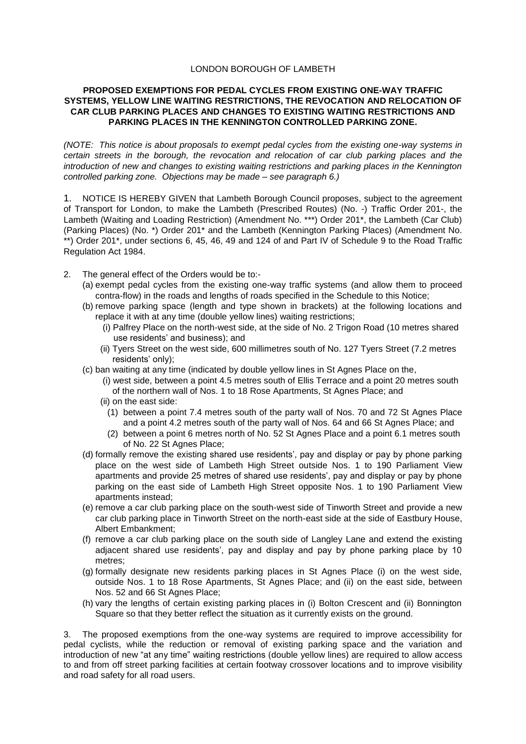LONDON BOROUGH OF LAMBETH

**PROPOSED EXEMPTIONS FOR PEDAL CYCLES FROM EXISTING ONE-WAY TRAFFIC SYSTEMS, YELLOW LINE WAITING RESTRICTIONS, THE REVOCATION AND RELOCATION OF CAR CLUB PARKING PLACES AND CHANGES TO EXISTING WAITING RESTRICTIONS AND PARKING PLACES IN THE KENNINGTON CONTROLLED PARKING ZONE.**

*(NOTE: This notice is about proposals to exempt pedal cycles from the existing one-way systems in certain streets in the borough, the revocation and relocation of car club parking places and the introduction of new and changes to existing waiting restrictions and parking places in the Kennington controlled parking zone. Objections may be made – see paragraph 6.)*

1. NOTICE IS HEREBY GIVEN that Lambeth Borough Council proposes, subject to the agreement of Transport for London, to make the Lambeth (Prescribed Routes) (No. -) Traffic Order 201-, the Lambeth (Waiting and Loading Restriction) (Amendment No. ***) Order 201*, the Lambeth (Car Club) (Parking Places) (No. *) Order 201* and the Lambeth (Kennington Parking Places) (Amendment No. **) Order 201*, under sections 6, 45, 46, 49 and 124 of and Part IV of Schedule 9 to the Road Traffic Regulation Act 1984.

2. The general effect of the Orders would be to:-
   (a) exempt pedal cycles from the existing one-way traffic systems (and allow them to proceed contra-flow) in the roads and lengths of roads specified in the Schedule to this Notice;
   (b) remove parking space (length and type shown in brackets) at the following locations and replace it with at any time (double yellow lines) waiting restrictions;
      (i) Palfrey Place on the north-west side, at the side of No. 2 Trigon Road (10 metres shared use residents' and business); and
      (ii) Tyers Street on the west side, 600 millimetres south of No. 127 Tyers Street (7.2 metres residents' only);
   (c) ban waiting at any time (indicated by double yellow lines in St Agnes Place on the,
      (i) west side, between a point 4.5 metres south of Ellis Terrace and a point 20 metres south of the northern wall of Nos. 1 to 18 Rose Apartments, St Agnes Place; and
      (ii) on the east side:
         (1) between a point 7.4 metres south of the party wall of Nos. 70 and 72 St Agnes Place and a point 4.2 metres south of the party wall of Nos. 64 and 66 St Agnes Place; and
         (2) between a point 6 metres north of No. 52 St Agnes Place and a point 6.1 metres south of No. 22 St Agnes Place;
   (d) formally remove the existing shared use residents', pay and display or pay by phone parking place on the west side of Lambeth High Street outside Nos. 1 to 190 Parliament View apartments and provide 25 metres of shared use residents', pay and display or pay by phone parking on the east side of Lambeth High Street opposite Nos. 1 to 190 Parliament View apartments instead;
   (e) remove a car club parking place on the south-west side of Tinworth Street and provide a new car club parking place in Tinworth Street on the north-east side at the side of Eastbury House, Albert Embankment;
   (f) remove a car club parking place on the south side of Langley Lane and extend the existing adjacent shared use residents', pay and display and pay by phone parking place by 10 metres;
   (g) formally designate new residents parking places in St Agnes Place (i) on the west side, outside Nos. 1 to 18 Rose Apartments, St Agnes Place; and (ii) on the east side, between Nos. 52 and 66 St Agnes Place;
   (h) vary the lengths of certain existing parking places in (i) Bolton Crescent and (ii) Bonnington Square so that they better reflect the situation as it currently exists on the ground.

3. The proposed exemptions from the one-way systems are required to improve accessibility for pedal cyclists, while the reduction or removal of existing parking space and the variation and introduction of new "at any time" waiting restrictions (double yellow lines) are required to allow access to and from off street parking facilities at certain footway crossover locations and to improve visibility and road safety for all road users.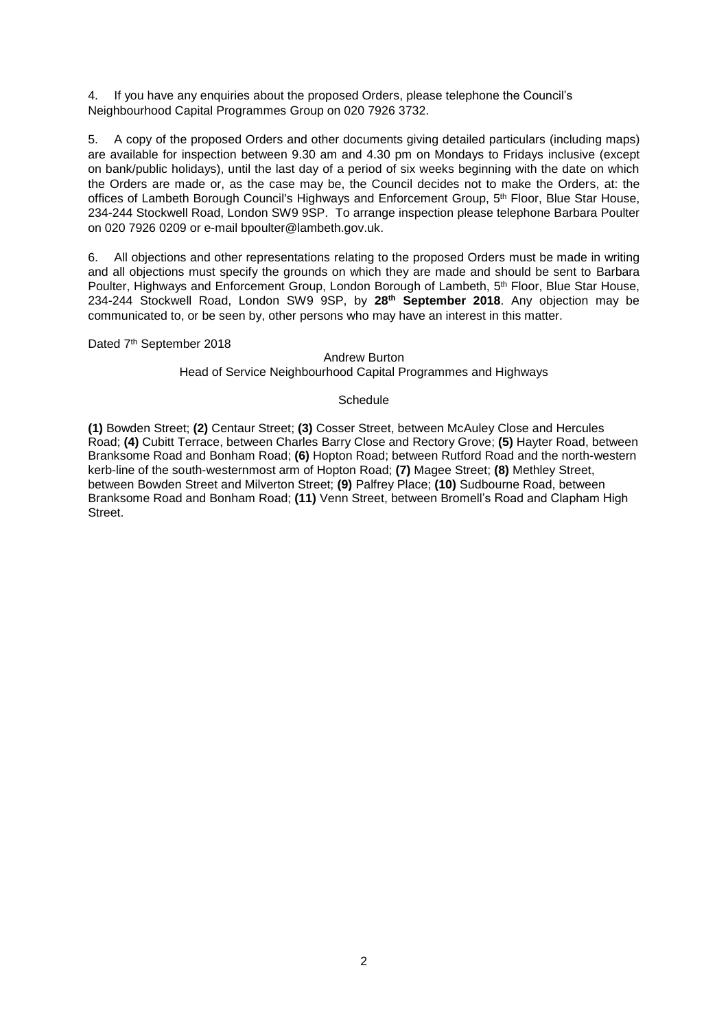4. If you have any enquiries about the proposed Orders, please telephone the Council's Neighbourhood Capital Programmes Group on 020 7926 3732.

5. A copy of the proposed Orders and other documents giving detailed particulars (including maps) are available for inspection between 9.30 am and 4.30 pm on Mondays to Fridays inclusive (except on bank/public holidays), until the last day of a period of six weeks beginning with the date on which the Orders are made or, as the case may be, the Council decides not to make the Orders, at: the offices of Lambeth Borough Council's Highways and Enforcement Group, 5th Floor, Blue Star House, 234-244 Stockwell Road, London SW9 9SP. To arrange inspection please telephone Barbara Poulter on 020 7926 0209 or e-mail bpoulter@lambeth.gov.uk.

6. All objections and other representations relating to the proposed Orders must be made in writing and all objections must specify the grounds on which they are made and should be sent to Barbara Poulter, Highways and Enforcement Group, London Borough of Lambeth, 5th Floor, Blue Star House, 234-244 Stockwell Road, London SW9 9SP, by **28th September 2018**. Any objection may be communicated to, or be seen by, other persons who may have an interest in this matter.

Dated 7th September 2018

Andrew Burton
Head of Service Neighbourhood Capital Programmes and Highways

Schedule

**(1)** Bowden Street; **(2)** Centaur Street; **(3)** Cosser Street, between McAuley Close and Hercules Road; **(4)** Cubitt Terrace, between Charles Barry Close and Rectory Grove; **(5)** Hayter Road, between Branksome Road and Bonham Road; **(6)** Hopton Road; between Rutford Road and the north-western kerb-line of the south-westernmost arm of Hopton Road; **(7)** Magee Street; **(8)** Methley Street, between Bowden Street and Milverton Street; **(9)** Palfrey Place; **(10)** Sudbourne Road, between Branksome Road and Bonham Road; **(11)** Venn Street, between Bromell's Road and Clapham High Street.